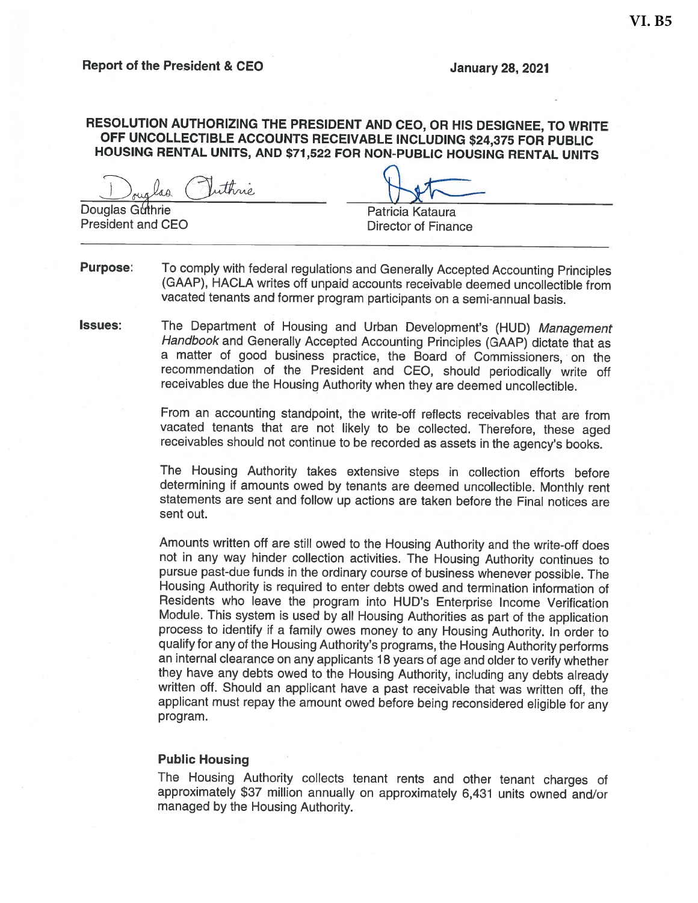VI. B5

**Report of the President & CEO** **January 28, 2021**

**RESOLUTION AUTHORIZING THE PRESIDENT AND CEO, OR HIS DESIGNEE, TO WRITE OFF UNCOLLECTIBLE ACCOUNTS RECEIVABLE INCLUDING $24,375 FOR PUBLIC HOUSING RENTAL UNITS, AND $71,522 FOR NON-PUBLIC HOUSING RENTAL UNITS**

Douglas Guthrie
President and CEO

Patricia Kataura
Director of Finance

---

**Purpose:** To comply with federal regulations and Generally Accepted Accounting Principles (GAAP), HACLA writes off unpaid accounts receivable deemed uncollectible from vacated tenants and former program participants on a semi-annual basis.

**Issues:** The Department of Housing and Urban Development's (HUD) *Management Handbook* and Generally Accepted Accounting Principles (GAAP) dictate that as a matter of good business practice, the Board of Commissioners, on the recommendation of the President and CEO, should periodically write off receivables due the Housing Authority when they are deemed uncollectible.

From an accounting standpoint, the write-off reflects receivables that are from vacated tenants that are not likely to be collected. Therefore, these aged receivables should not continue to be recorded as assets in the agency's books.

The Housing Authority takes extensive steps in collection efforts before determining if amounts owed by tenants are deemed uncollectible. Monthly rent statements are sent and follow up actions are taken before the Final notices are sent out.

Amounts written off are still owed to the Housing Authority and the write-off does not in any way hinder collection activities. The Housing Authority continues to pursue past-due funds in the ordinary course of business whenever possible. The Housing Authority is required to enter debts owed and termination information of Residents who leave the program into HUD's Enterprise Income Verification Module. This system is used by all Housing Authorities as part of the application process to identify if a family owes money to any Housing Authority. In order to qualify for any of the Housing Authority's programs, the Housing Authority performs an internal clearance on any applicants 18 years of age and older to verify whether they have any debts owed to the Housing Authority, including any debts already written off. Should an applicant have a past receivable that was written off, the applicant must repay the amount owed before being reconsidered eligible for any program.

**Public Housing**

The Housing Authority collects tenant rents and other tenant charges of approximately $37 million annually on approximately 6,431 units owned and/or managed by the Housing Authority.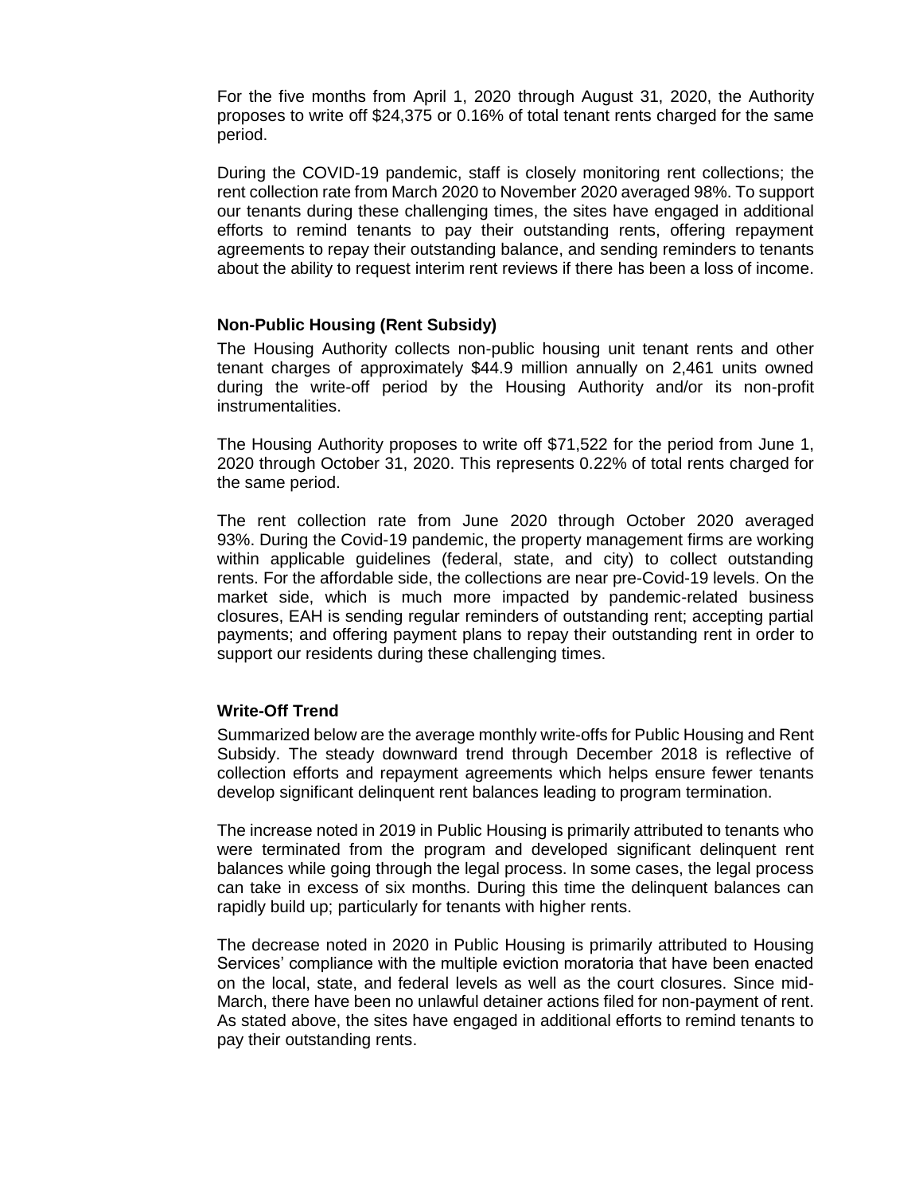For the five months from April 1, 2020 through August 31, 2020, the Authority proposes to write off $24,375 or 0.16% of total tenant rents charged for the same period.

During the COVID-19 pandemic, staff is closely monitoring rent collections; the rent collection rate from March 2020 to November 2020 averaged 98%. To support our tenants during these challenging times, the sites have engaged in additional efforts to remind tenants to pay their outstanding rents, offering repayment agreements to repay their outstanding balance, and sending reminders to tenants about the ability to request interim rent reviews if there has been a loss of income.

**Non-Public Housing (Rent Subsidy)**

The Housing Authority collects non-public housing unit tenant rents and other tenant charges of approximately $44.9 million annually on 2,461 units owned during the write-off period by the Housing Authority and/or its non-profit instrumentalities.

The Housing Authority proposes to write off $71,522 for the period from June 1, 2020 through October 31, 2020. This represents 0.22% of total rents charged for the same period.

The rent collection rate from June 2020 through October 2020 averaged 93%. During the Covid-19 pandemic, the property management firms are working within applicable guidelines (federal, state, and city) to collect outstanding rents. For the affordable side, the collections are near pre-Covid-19 levels. On the market side, which is much more impacted by pandemic-related business closures, EAH is sending regular reminders of outstanding rent; accepting partial payments; and offering payment plans to repay their outstanding rent in order to support our residents during these challenging times.

**Write-Off Trend**

Summarized below are the average monthly write-offs for Public Housing and Rent Subsidy. The steady downward trend through December 2018 is reflective of collection efforts and repayment agreements which helps ensure fewer tenants develop significant delinquent rent balances leading to program termination.

The increase noted in 2019 in Public Housing is primarily attributed to tenants who were terminated from the program and developed significant delinquent rent balances while going through the legal process. In some cases, the legal process can take in excess of six months. During this time the delinquent balances can rapidly build up; particularly for tenants with higher rents.

The decrease noted in 2020 in Public Housing is primarily attributed to Housing Services' compliance with the multiple eviction moratoria that have been enacted on the local, state, and federal levels as well as the court closures. Since mid-March, there have been no unlawful detainer actions filed for non-payment of rent. As stated above, the sites have engaged in additional efforts to remind tenants to pay their outstanding rents.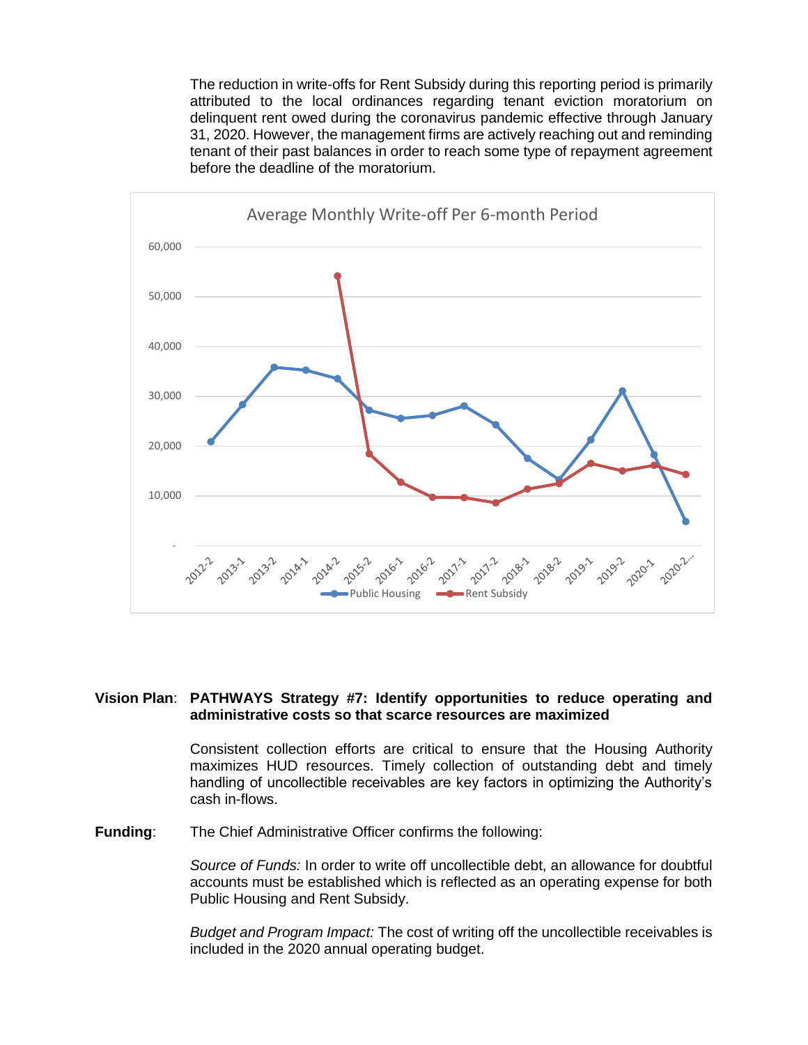The reduction in write-offs for Rent Subsidy during this reporting period is primarily attributed to the local ordinances regarding tenant eviction moratorium on delinquent rent owed during the coronavirus pandemic effective through January 31, 2020. However, the management firms are actively reaching out and reminding tenant of their past balances in order to reach some type of repayment agreement before the deadline of the moratorium.

Average Monthly Write-off Per 6-month Period

**Vision Plan**: **PATHWAYS Strategy #7: Identify opportunities to reduce operating and administrative costs so that scarce resources are maximized**

Consistent collection efforts are critical to ensure that the Housing Authority maximizes HUD resources. Timely collection of outstanding debt and timely handling of uncollectible receivables are key factors in optimizing the Authority's cash in-flows.

**Funding**: The Chief Administrative Officer confirms the following:

*Source of Funds:* In order to write off uncollectible debt, an allowance for doubtful accounts must be established which is reflected as an operating expense for both Public Housing and Rent Subsidy.

*Budget and Program Impact:* The cost of writing off the uncollectible receivables is included in the 2020 annual operating budget.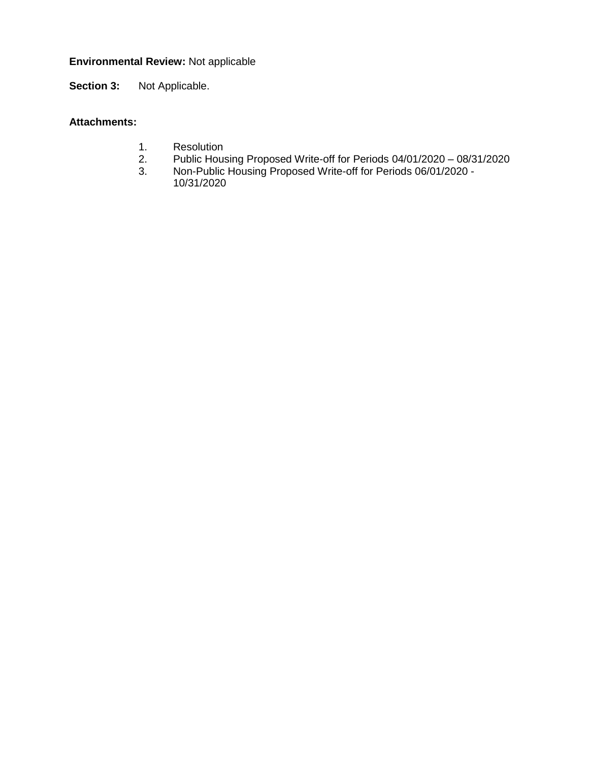**Environmental Review:** Not applicable

**Section 3:** Not Applicable.

**Attachments:**

1. Resolution
2. Public Housing Proposed Write-off for Periods 04/01/2020 – 08/31/2020
3. Non-Public Housing Proposed Write-off for Periods 06/01/2020 - 10/31/2020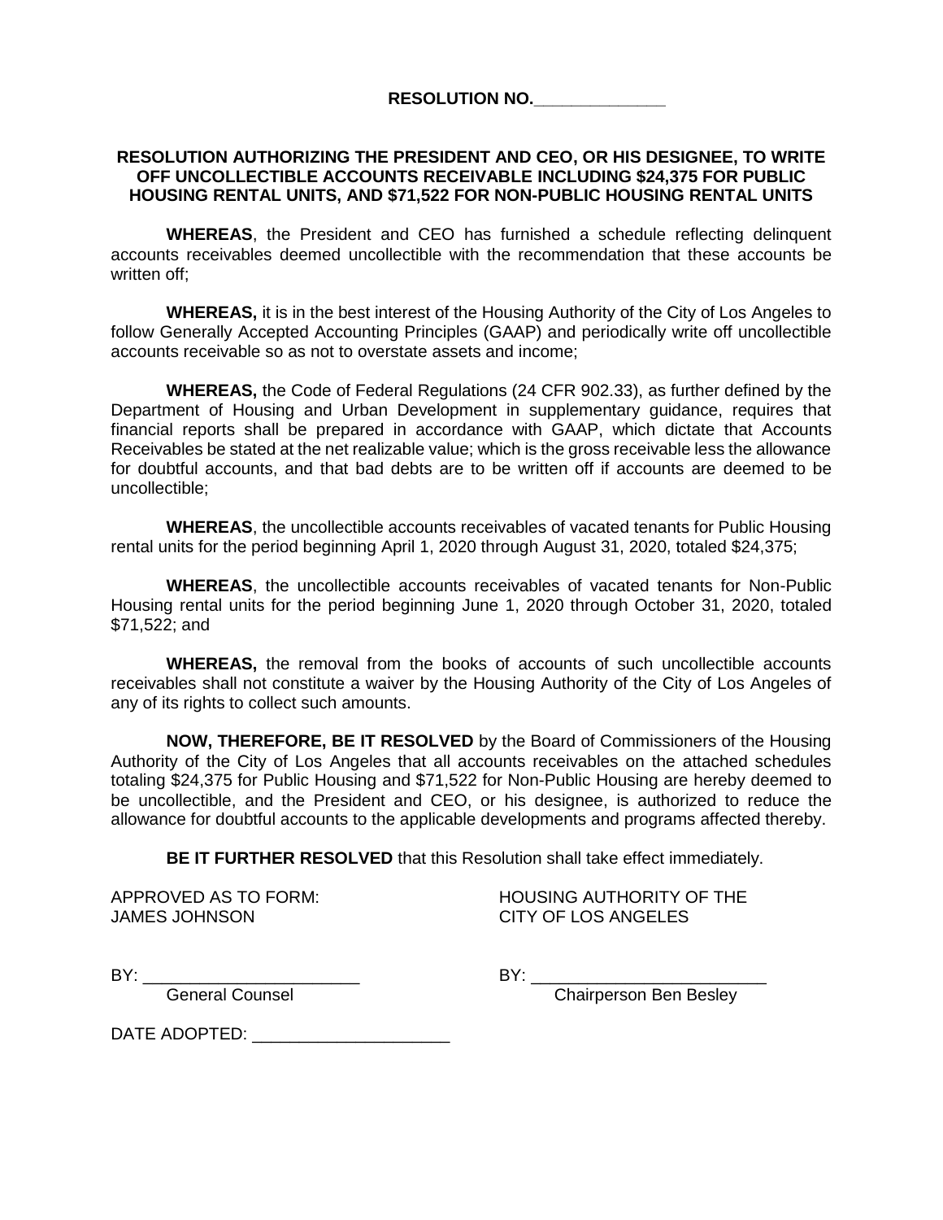**RESOLUTION NO.\_\_\_\_\_\_\_\_\_\_\_\_\_\_**

**RESOLUTION AUTHORIZING THE PRESIDENT AND CEO, OR HIS DESIGNEE, TO WRITE OFF UNCOLLECTIBLE ACCOUNTS RECEIVABLE INCLUDING $24,375 FOR PUBLIC HOUSING RENTAL UNITS, AND $71,522 FOR NON-PUBLIC HOUSING RENTAL UNITS**

**WHEREAS**, the President and CEO has furnished a schedule reflecting delinquent accounts receivables deemed uncollectible with the recommendation that these accounts be written off;

**WHEREAS,** it is in the best interest of the Housing Authority of the City of Los Angeles to follow Generally Accepted Accounting Principles (GAAP) and periodically write off uncollectible accounts receivable so as not to overstate assets and income;

**WHEREAS,** the Code of Federal Regulations (24 CFR 902.33), as further defined by the Department of Housing and Urban Development in supplementary guidance, requires that financial reports shall be prepared in accordance with GAAP, which dictate that Accounts Receivables be stated at the net realizable value; which is the gross receivable less the allowance for doubtful accounts, and that bad debts are to be written off if accounts are deemed to be uncollectible;

**WHEREAS**, the uncollectible accounts receivables of vacated tenants for Public Housing rental units for the period beginning April 1, 2020 through August 31, 2020, totaled $24,375;

**WHEREAS**, the uncollectible accounts receivables of vacated tenants for Non-Public Housing rental units for the period beginning June 1, 2020 through October 31, 2020, totaled $71,522; and

**WHEREAS,** the removal from the books of accounts of such uncollectible accounts receivables shall not constitute a waiver by the Housing Authority of the City of Los Angeles of any of its rights to collect such amounts.

**NOW, THEREFORE, BE IT RESOLVED** by the Board of Commissioners of the Housing Authority of the City of Los Angeles that all accounts receivables on the attached schedules totaling $24,375 for Public Housing and $71,522 for Non-Public Housing are hereby deemed to be uncollectible, and the President and CEO, or his designee, is authorized to reduce the allowance for doubtful accounts to the applicable developments and programs affected thereby.

**BE IT FURTHER RESOLVED** that this Resolution shall take effect immediately.

APPROVED AS TO FORM:
JAMES JOHNSON

BY: \_\_\_\_\_\_\_\_\_\_\_\_\_\_\_\_\_\_\_\_\_\_\_
General Counsel

HOUSING AUTHORITY OF THE
CITY OF LOS ANGELES

BY: \_\_\_\_\_\_\_\_\_\_\_\_\_\_\_\_\_\_\_\_\_\_\_\_\_
Chairperson Ben Besley

DATE ADOPTED: \_\_\_\_\_\_\_\_\_\_\_\_\_\_\_\_\_\_\_\_\_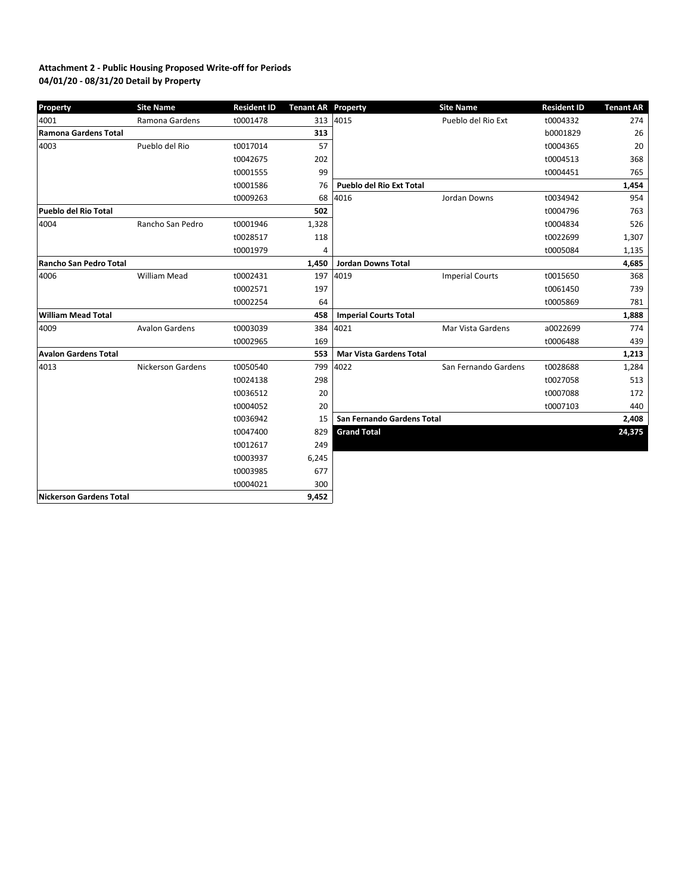**Attachment 2 - Public Housing Proposed Write-off for Periods 04/01/20 - 08/31/20 Detail by Property**

| Property | Site Name | Resident ID | Tenant AR |
|---|---|---|---|
| 4001 | Ramona Gardens | t0001478 | 313 |
| **Ramona Gardens Total** | | | **313** |
| 4003 | Pueblo del Rio | t0017014 | 57 |
| | | t0042675 | 202 |
| | | t0001555 | 99 |
| | | t0001586 | 76 |
| | | t0009263 | 68 |
| **Pueblo del Rio Total** | | | **502** |
| 4004 | Rancho San Pedro | t0001946 | 1,328 |
| | | t0028517 | 118 |
| | | t0001979 | 4 |
| **Rancho San Pedro Total** | | | **1,450** |
| 4006 | William Mead | t0002431 | 197 |
| | | t0002571 | 197 |
| | | t0002254 | 64 |
| **William Mead Total** | | | **458** |
| 4009 | Avalon Gardens | t0003039 | 384 |
| | | t0002965 | 169 |
| **Avalon Gardens Total** | | | **553** |
| 4013 | Nickerson Gardens | t0050540 | 799 |
| | | t0024138 | 298 |
| | | t0036512 | 20 |
| | | t0004052 | 20 |
| | | t0036942 | 15 |
| | | t0047400 | 829 |
| | | t0012617 | 249 |
| | | t0003937 | 6,245 |
| | | t0003985 | 677 |
| | | t0004021 | 300 |
| **Nickerson Gardens Total** | | | **9,452** |

| Property | Site Name | Resident ID | Tenant AR |
|---|---|---|---|
| 4015 | Pueblo del Rio Ext | t0004332 | 274 |
| | | b0001829 | 26 |
| | | t0004365 | 20 |
| | | t0004513 | 368 |
| | | t0004451 | 765 |
| **Pueblo del Rio Ext Total** | | | **1,454** |
| 4016 | Jordan Downs | t0034942 | 954 |
| | | t0004796 | 763 |
| | | t0004834 | 526 |
| | | t0022699 | 1,307 |
| | | t0005084 | 1,135 |
| **Jordan Downs Total** | | | **4,685** |
| 4019 | Imperial Courts | t0015650 | 368 |
| | | t0061450 | 739 |
| | | t0005869 | 781 |
| **Imperial Courts Total** | | | **1,888** |
| 4021 | Mar Vista Gardens | a0022699 | 774 |
| | | t0006488 | 439 |
| **Mar Vista Gardens Total** | | | **1,213** |
| 4022 | San Fernando Gardens | t0028688 | 1,284 |
| | | t0027058 | 513 |
| | | t0007088 | 172 |
| | | t0007103 | 440 |
| **San Fernando Gardens Total** | | | **2,408** |
| **Grand Total** | | | **24,375** |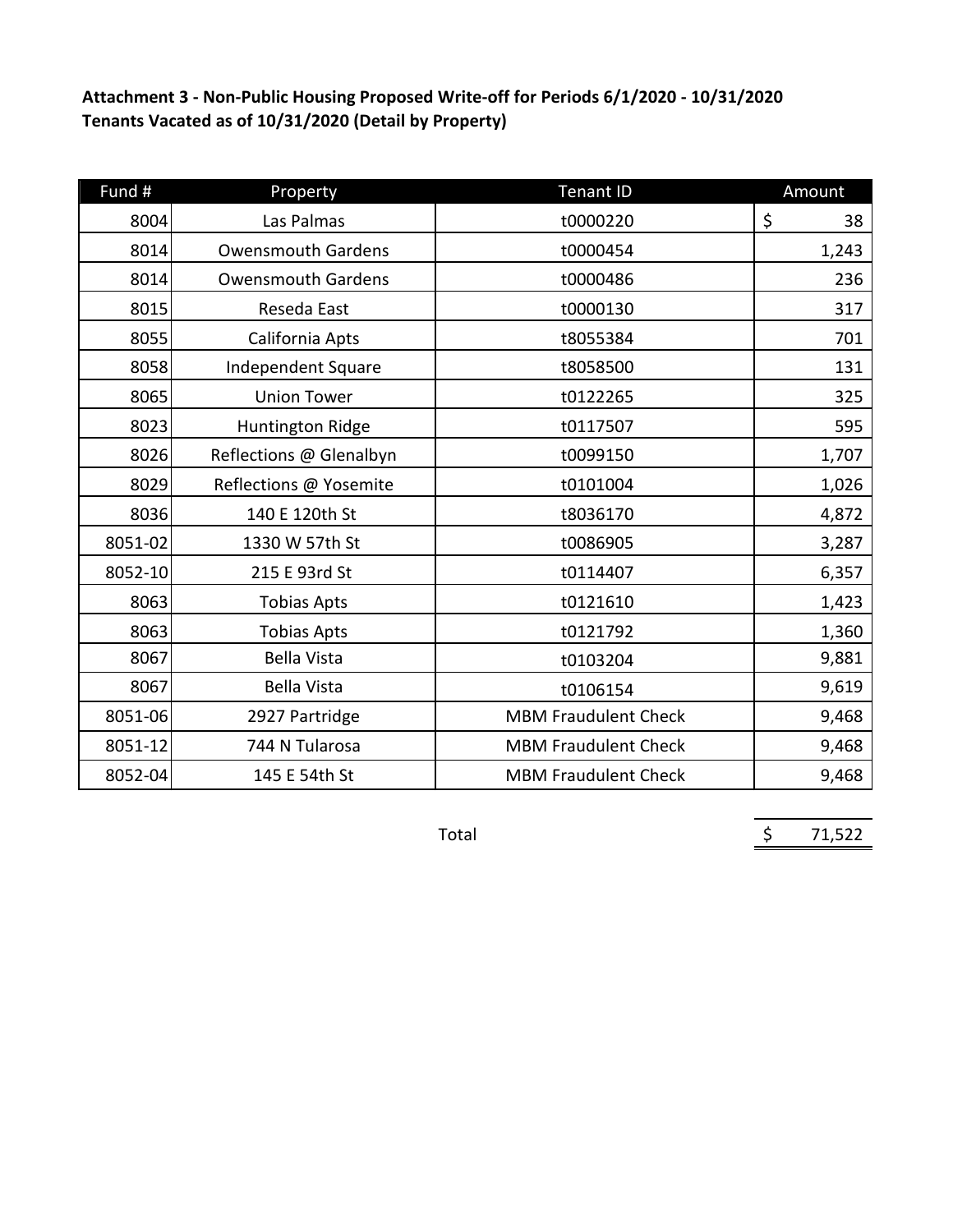**Attachment 3 - Non-Public Housing Proposed Write-off for Periods 6/1/2020 - 10/31/2020**
**Tenants Vacated as of 10/31/2020 (Detail by Property)**

| Fund # | Property | Tenant ID | Amount |
|---|---|---|---|
| 8004 | Las Palmas | t0000220 | $ 38 |
| 8014 | Owensmouth Gardens | t0000454 | 1,243 |
| 8014 | Owensmouth Gardens | t0000486 | 236 |
| 8015 | Reseda East | t0000130 | 317 |
| 8055 | California Apts | t8055384 | 701 |
| 8058 | Independent Square | t8058500 | 131 |
| 8065 | Union Tower | t0122265 | 325 |
| 8023 | Huntington Ridge | t0117507 | 595 |
| 8026 | Reflections @ Glenalbyn | t0099150 | 1,707 |
| 8029 | Reflections @ Yosemite | t0101004 | 1,026 |
| 8036 | 140 E 120th St | t8036170 | 4,872 |
| 8051-02 | 1330 W 57th St | t0086905 | 3,287 |
| 8052-10 | 215 E 93rd St | t0114407 | 6,357 |
| 8063 | Tobias Apts | t0121610 | 1,423 |
| 8063 | Tobias Apts | t0121792 | 1,360 |
| 8067 | Bella Vista | t0103204 | 9,881 |
| 8067 | Bella Vista | t0106154 | 9,619 |
| 8051-06 | 2927 Partridge | MBM Fraudulent Check | 9,468 |
| 8051-12 | 744 N Tularosa | MBM Fraudulent Check | 9,468 |
| 8052-04 | 145 E 54th St | MBM Fraudulent Check | 9,468 |
| | | Total | $ 71,522 |